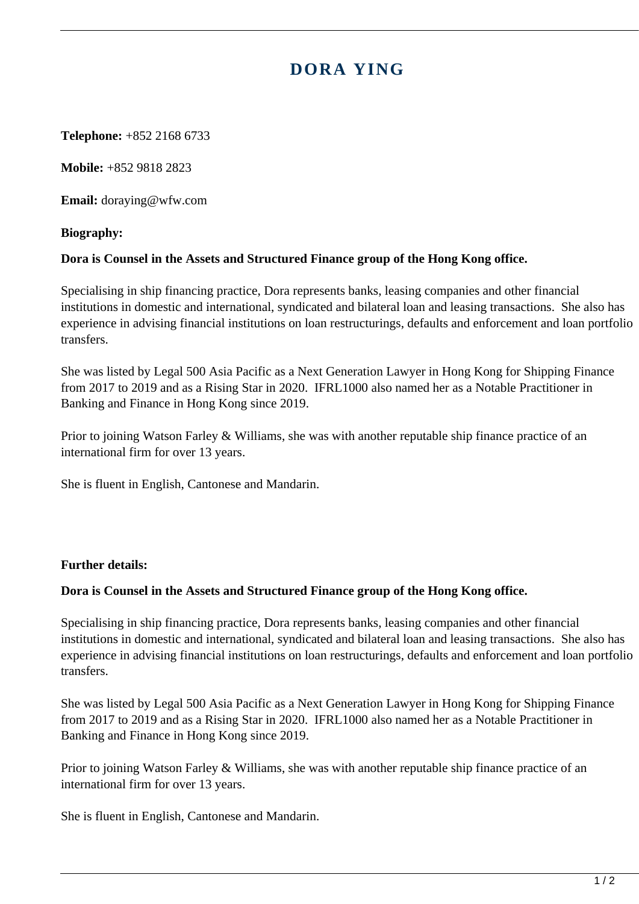# DORA YING

**Telephone:** +852 2168 6733

**Mobile:** +852 9818 2823

**Email:** doraying@wfw.com

**Biography:**

**Dora is Counsel in the Assets and Structured Finance group of the Hong Kong office.**

Specialising in ship financing practice, Dora represents banks, leasing companies and other financial institutions in domestic and international, syndicated and bilateral loan and leasing transactions. She also has experience in advising financial institutions on loan restructurings, defaults and enforcement and loan portfolio transfers.

She was listed by Legal 500 Asia Pacific as a Next Generation Lawyer in Hong Kong for Shipping Finance from 2017 to 2019 and as a Rising Star in 2020. IFRL1000 also named her as a Notable Practitioner in Banking and Finance in Hong Kong since 2019.

Prior to joining Watson Farley & Williams, she was with another reputable ship finance practice of an international firm for over 13 years.

She is fluent in English, Cantonese and Mandarin.

**Further details:**

**Dora is Counsel in the Assets and Structured Finance group of the Hong Kong office.**

Specialising in ship financing practice, Dora represents banks, leasing companies and other financial institutions in domestic and international, syndicated and bilateral loan and leasing transactions. She also has experience in advising financial institutions on loan restructurings, defaults and enforcement and loan portfolio transfers.

She was listed by Legal 500 Asia Pacific as a Next Generation Lawyer in Hong Kong for Shipping Finance from 2017 to 2019 and as a Rising Star in 2020. IFRL1000 also named her as a Notable Practitioner in Banking and Finance in Hong Kong since 2019.

Prior to joining Watson Farley & Williams, she was with another reputable ship finance practice of an international firm for over 13 years.

She is fluent in English, Cantonese and Mandarin.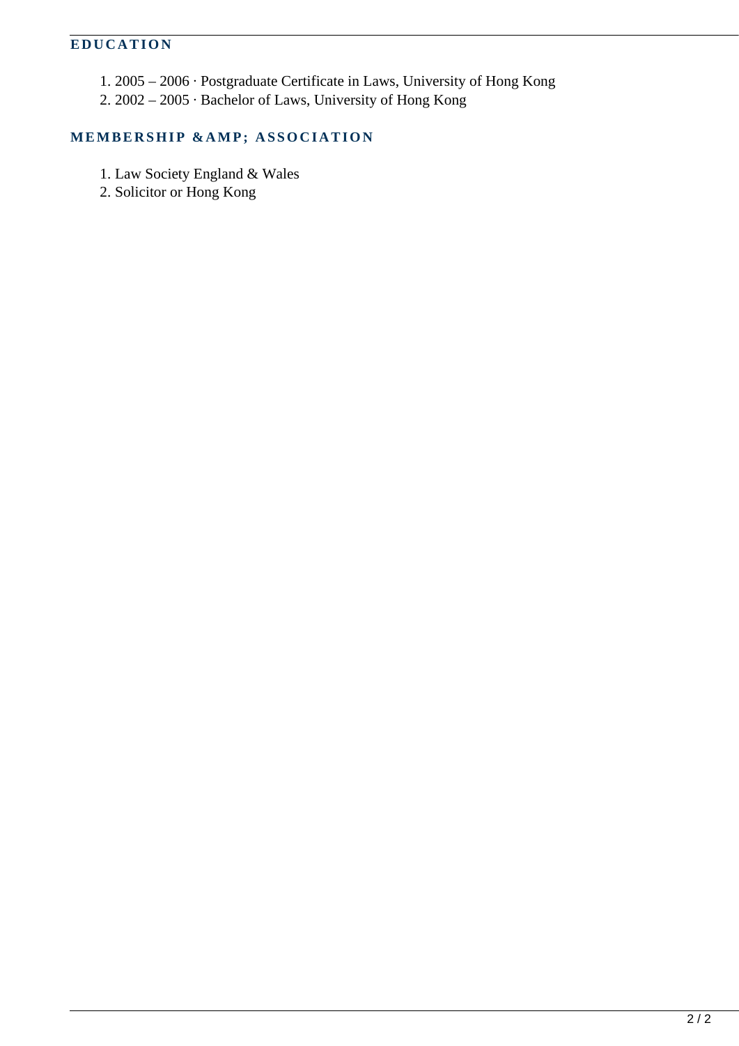## EDUCATION

1. 2005 – 2006 · Postgraduate Certificate in Laws, University of Hong Kong
2. 2002 – 2005 · Bachelor of Laws, University of Hong Kong

## MEMBERSHIP &AMP; ASSOCIATION

1. Law Society England & Wales
2. Solicitor or Hong Kong